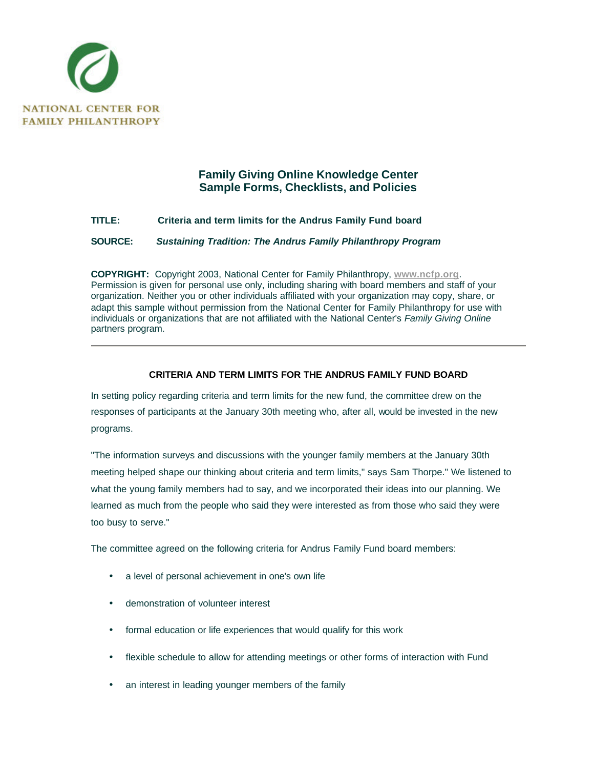NATIONAL CENTER FOR FAMILY PHILANTHROPY

## Family Giving Online Knowledge Center
## Sample Forms, Checklists, and Policies

**TITLE:** **Criteria and term limits for the Andrus Family Fund board**

**SOURCE:** ***Sustaining Tradition: The Andrus Family Philanthropy Program***

**COPYRIGHT:** Copyright 2003, National Center for Family Philanthropy, **www.ncfp.org**. Permission is given for personal use only, including sharing with board members and staff of your organization. Neither you or other individuals affiliated with your organization may copy, share, or adapt this sample without permission from the National Center for Family Philanthropy for use with individuals or organizations that are not affiliated with the National Center's *Family Giving Online* partners program.

---

### CRITERIA AND TERM LIMITS FOR THE ANDRUS FAMILY FUND BOARD

In setting policy regarding criteria and term limits for the new fund, the committee drew on the responses of participants at the January 30th meeting who, after all, would be invested in the new programs.

"The information surveys and discussions with the younger family members at the January 30th meeting helped shape our thinking about criteria and term limits," says Sam Thorpe." We listened to what the young family members had to say, and we incorporated their ideas into our planning. We learned as much from the people who said they were interested as from those who said they were too busy to serve."

The committee agreed on the following criteria for Andrus Family Fund board members:

- a level of personal achievement in one's own life
- demonstration of volunteer interest
- formal education or life experiences that would qualify for this work
- flexible schedule to allow for attending meetings or other forms of interaction with Fund
- an interest in leading younger members of the family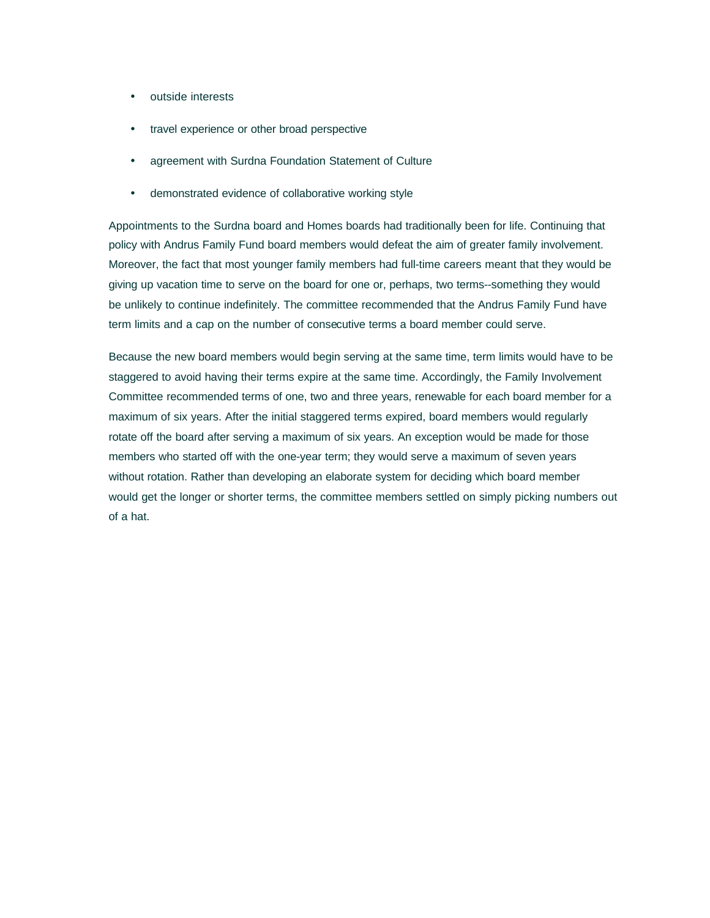- outside interests
- travel experience or other broad perspective
- agreement with Surdna Foundation Statement of Culture
- demonstrated evidence of collaborative working style

Appointments to the Surdna board and Homes boards had traditionally been for life. Continuing that policy with Andrus Family Fund board members would defeat the aim of greater family involvement. Moreover, the fact that most younger family members had full-time careers meant that they would be giving up vacation time to serve on the board for one or, perhaps, two terms--something they would be unlikely to continue indefinitely. The committee recommended that the Andrus Family Fund have term limits and a cap on the number of consecutive terms a board member could serve.

Because the new board members would begin serving at the same time, term limits would have to be staggered to avoid having their terms expire at the same time. Accordingly, the Family Involvement Committee recommended terms of one, two and three years, renewable for each board member for a maximum of six years. After the initial staggered terms expired, board members would regularly rotate off the board after serving a maximum of six years. An exception would be made for those members who started off with the one-year term; they would serve a maximum of seven years without rotation. Rather than developing an elaborate system for deciding which board member would get the longer or shorter terms, the committee members settled on simply picking numbers out of a hat.